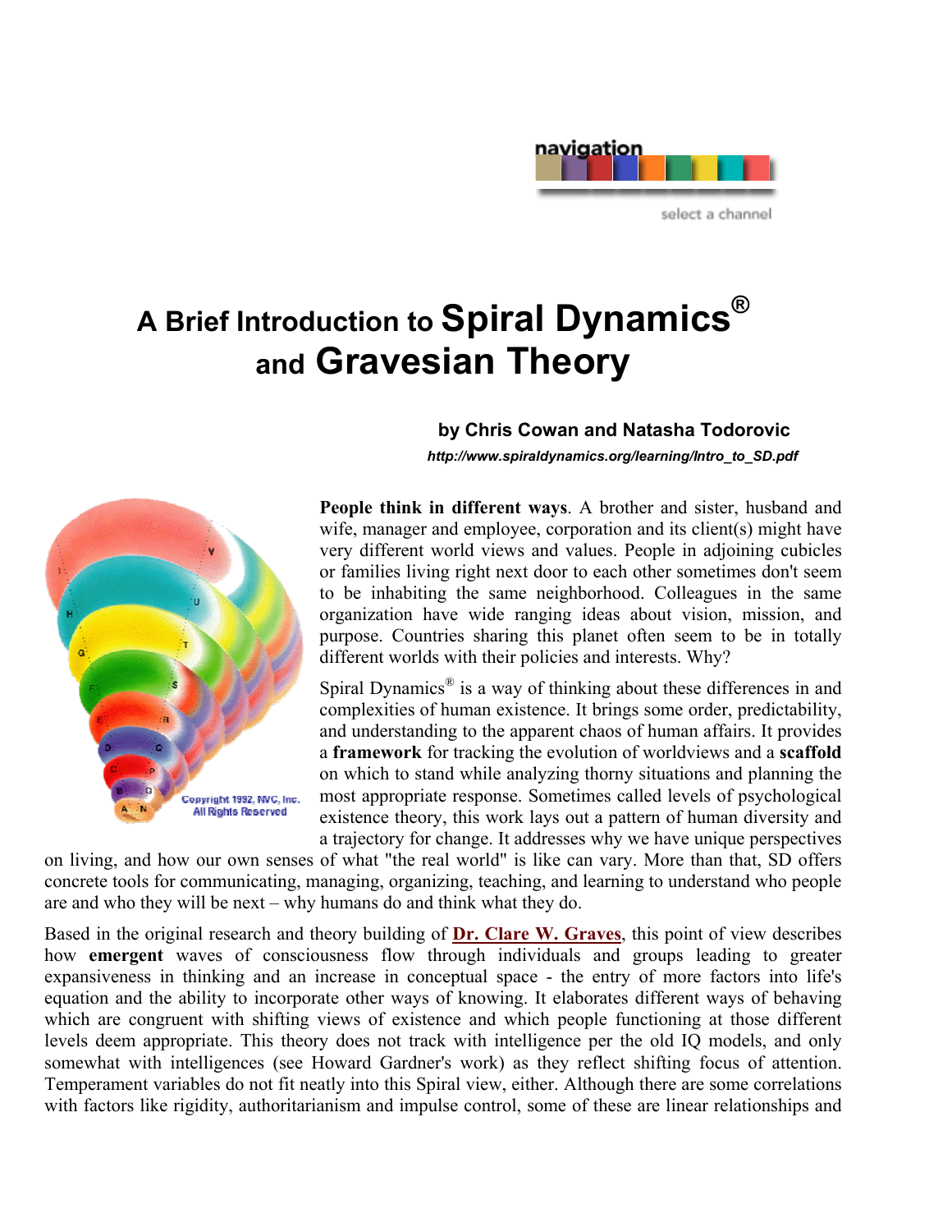# A Brief Introduction to Spiral Dynamics® and Gravesian Theory

**by Chris Cowan and Natasha Todorovic**

***http://www.spiraldynamics.org/learning/Intro_to_SD.pdf***

**People think in different ways**. A brother and sister, husband and wife, manager and employee, corporation and its client(s) might have very different world views and values. People in adjoining cubicles or families living right next door to each other sometimes don't seem to be inhabiting the same neighborhood. Colleagues in the same organization have wide ranging ideas about vision, mission, and purpose. Countries sharing this planet often seem to be in totally different worlds with their policies and interests. Why?

Spiral Dynamics® is a way of thinking about these differences in and complexities of human existence. It brings some order, predictability, and understanding to the apparent chaos of human affairs. It provides a **framework** for tracking the evolution of worldviews and a **scaffold** on which to stand while analyzing thorny situations and planning the most appropriate response. Sometimes called levels of psychological existence theory, this work lays out a pattern of human diversity and a trajectory for change. It addresses why we have unique perspectives on living, and how our own senses of what "the real world" is like can vary. More than that, SD offers concrete tools for communicating, managing, organizing, teaching, and learning to understand who people are and who they will be next – why humans do and think what they do.

Based in the original research and theory building of **Dr. Clare W. Graves**, this point of view describes how **emergent** waves of consciousness flow through individuals and groups leading to greater expansiveness in thinking and an increase in conceptual space - the entry of more factors into life's equation and the ability to incorporate other ways of knowing. It elaborates different ways of behaving which are congruent with shifting views of existence and which people functioning at those different levels deem appropriate. This theory does not track with intelligence per the old IQ models, and only somewhat with intelligences (see Howard Gardner's work) as they reflect shifting focus of attention. Temperament variables do not fit neatly into this Spiral view, either. Although there are some correlations with factors like rigidity, authoritarianism and impulse control, some of these are linear relationships and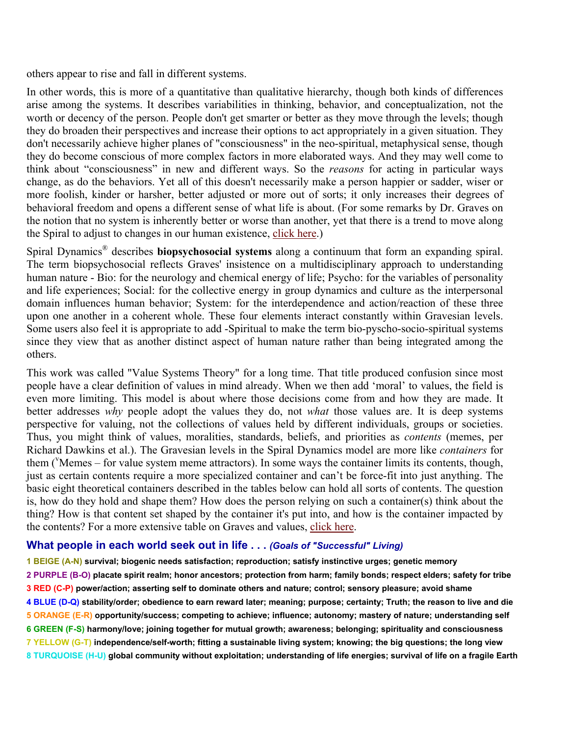others appear to rise and fall in different systems.

In other words, this is more of a quantitative than qualitative hierarchy, though both kinds of differences arise among the systems. It describes variabilities in thinking, behavior, and conceptualization, not the worth or decency of the person. People don't get smarter or better as they move through the levels; though they do broaden their perspectives and increase their options to act appropriately in a given situation. They don't necessarily achieve higher planes of "consciousness" in the neo-spiritual, metaphysical sense, though they do become conscious of more complex factors in more elaborated ways. And they may well come to think about "consciousness" in new and different ways. So the *reasons* for acting in particular ways change, as do the behaviors. Yet all of this doesn't necessarily make a person happier or sadder, wiser or more foolish, kinder or harsher, better adjusted or more out of sorts; it only increases their degrees of behavioral freedom and opens a different sense of what life is about. (For some remarks by Dr. Graves on the notion that no system is inherently better or worse than another, yet that there is a trend to move along the Spiral to adjust to changes in our human existence, click here.)

Spiral Dynamics® describes **biopsychosocial systems** along a continuum that form an expanding spiral. The term biopsychosocial reflects Graves' insistence on a multidisciplinary approach to understanding human nature - Bio: for the neurology and chemical energy of life; Psycho: for the variables of personality and life experiences; Social: for the collective energy in group dynamics and culture as the interpersonal domain influences human behavior; System: for the interdependence and action/reaction of these three upon one another in a coherent whole. These four elements interact constantly within Gravesian levels. Some users also feel it is appropriate to add -Spiritual to make the term bio-pyscho-socio-spiritual systems since they view that as another distinct aspect of human nature rather than being integrated among the others.

This work was called "Value Systems Theory" for a long time. That title produced confusion since most people have a clear definition of values in mind already. When we then add 'moral' to values, the field is even more limiting. This model is about where those decisions come from and how they are made. It better addresses *why* people adopt the values they do, not *what* those values are. It is deep systems perspective for valuing, not the collections of values held by different individuals, groups or societies. Thus, you might think of values, moralities, standards, beliefs, and priorities as *contents* (memes, per Richard Dawkins et al.). The Gravesian levels in the Spiral Dynamics model are more like *containers* for them (ᵛMemes – for value system meme attractors). In some ways the container limits its contents, though, just as certain contents require a more specialized container and can't be force-fit into just anything. The basic eight theoretical containers described in the tables below can hold all sorts of contents. The question is, how do they hold and shape them? How does the person relying on such a container(s) think about the thing? How is that content set shaped by the container it's put into, and how is the container impacted by the contents? For a more extensive table on Graves and values, click here.

### What people in each world seek out in life . . . *(Goals of "Successful" Living)*

**1 BEIGE (A-N) survival; biogenic needs satisfaction; reproduction; satisfy instinctive urges; genetic memory**
**2 PURPLE (B-O) placate spirit realm; honor ancestors; protection from harm; family bonds; respect elders; safety for tribe**
**3 RED (C-P) power/action; asserting self to dominate others and nature; control; sensory pleasure; avoid shame**
**4 BLUE (D-Q) stability/order; obedience to earn reward later; meaning; purpose; certainty; Truth; the reason to live and die**
**5 ORANGE (E-R) opportunity/success; competing to achieve; influence; autonomy; mastery of nature; understanding self**
**6 GREEN (F-S) harmony/love; joining together for mutual growth; awareness; belonging; spirituality and consciousness**
**7 YELLOW (G-T) independence/self-worth; fitting a sustainable living system; knowing; the big questions; the long view**
**8 TURQUOISE (H-U) global community without exploitation; understanding of life energies; survival of life on a fragile Earth**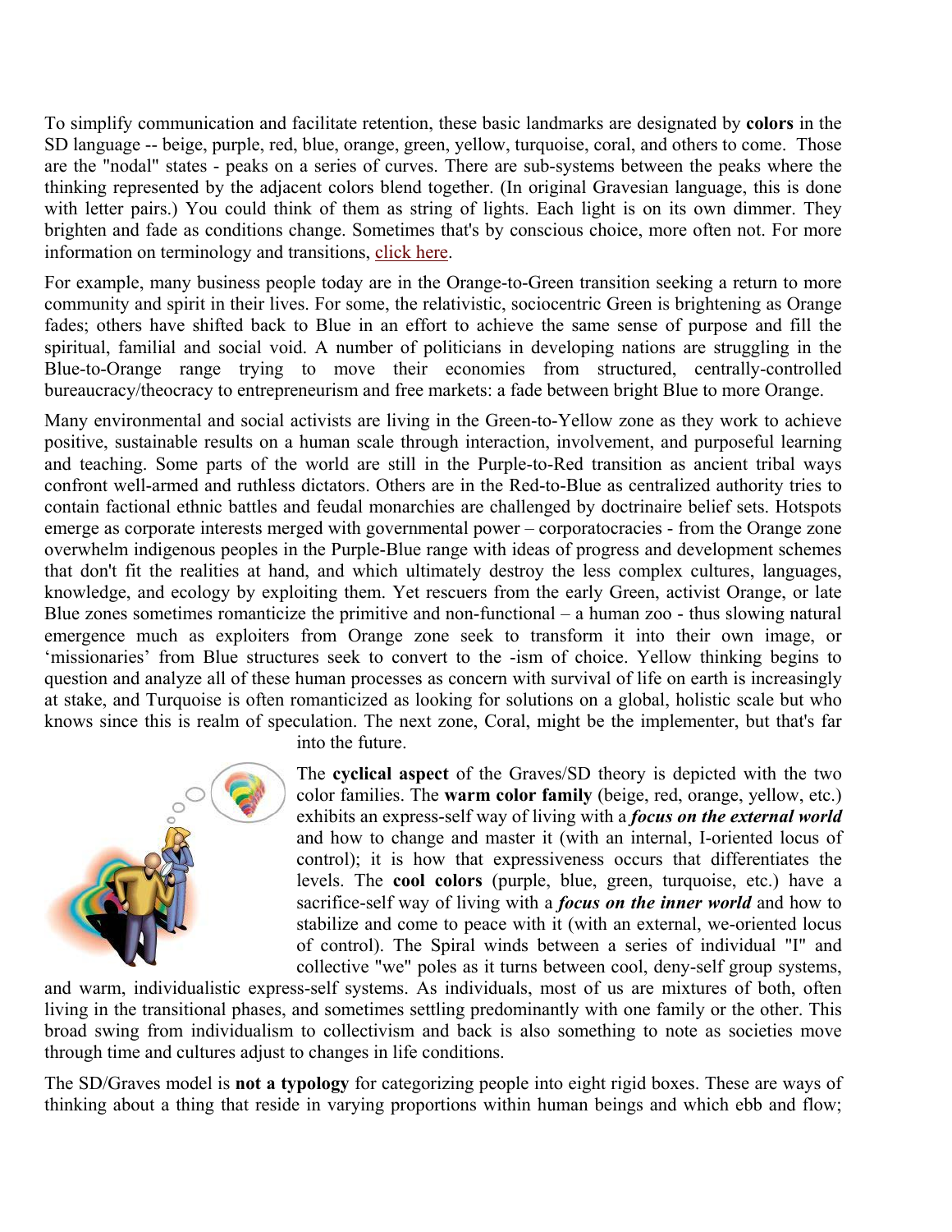To simplify communication and facilitate retention, these basic landmarks are designated by **colors** in the SD language -- beige, purple, red, blue, orange, green, yellow, turquoise, coral, and others to come. Those are the "nodal" states - peaks on a series of curves. There are sub-systems between the peaks where the thinking represented by the adjacent colors blend together. (In original Gravesian language, this is done with letter pairs.) You could think of them as string of lights. Each light is on its own dimmer. They brighten and fade as conditions change. Sometimes that's by conscious choice, more often not. For more information on terminology and transitions, click here.

For example, many business people today are in the Orange-to-Green transition seeking a return to more community and spirit in their lives. For some, the relativistic, sociocentric Green is brightening as Orange fades; others have shifted back to Blue in an effort to achieve the same sense of purpose and fill the spiritual, familial and social void. A number of politicians in developing nations are struggling in the Blue-to-Orange range trying to move their economies from structured, centrally-controlled bureaucracy/theocracy to entrepreneurism and free markets: a fade between bright Blue to more Orange.

Many environmental and social activists are living in the Green-to-Yellow zone as they work to achieve positive, sustainable results on a human scale through interaction, involvement, and purposeful learning and teaching. Some parts of the world are still in the Purple-to-Red transition as ancient tribal ways confront well-armed and ruthless dictators. Others are in the Red-to-Blue as centralized authority tries to contain factional ethnic battles and feudal monarchies are challenged by doctrinaire belief sets. Hotspots emerge as corporate interests merged with governmental power – corporatocracies - from the Orange zone overwhelm indigenous peoples in the Purple-Blue range with ideas of progress and development schemes that don't fit the realities at hand, and which ultimately destroy the less complex cultures, languages, knowledge, and ecology by exploiting them. Yet rescuers from the early Green, activist Orange, or late Blue zones sometimes romanticize the primitive and non-functional – a human zoo - thus slowing natural emergence much as exploiters from Orange zone seek to transform it into their own image, or 'missionaries' from Blue structures seek to convert to the -ism of choice. Yellow thinking begins to question and analyze all of these human processes as concern with survival of life on earth is increasingly at stake, and Turquoise is often romanticized as looking for solutions on a global, holistic scale but who knows since this is realm of speculation. The next zone, Coral, might be the implementer, but that's far into the future.

The **cyclical aspect** of the Graves/SD theory is depicted with the two color families. The **warm color family** (beige, red, orange, yellow, etc.) exhibits an express-self way of living with a ***focus on the external world*** and how to change and master it (with an internal, I-oriented locus of control); it is how that expressiveness occurs that differentiates the levels. The **cool colors** (purple, blue, green, turquoise, etc.) have a sacrifice-self way of living with a ***focus on the inner world*** and how to stabilize and come to peace with it (with an external, we-oriented locus of control). The Spiral winds between a series of individual "I" and collective "we" poles as it turns between cool, deny-self group systems, and warm, individualistic express-self systems. As individuals, most of us are mixtures of both, often living in the transitional phases, and sometimes settling predominantly with one family or the other. This broad swing from individualism to collectivism and back is also something to note as societies move through time and cultures adjust to changes in life conditions.

The SD/Graves model is **not a typology** for categorizing people into eight rigid boxes. These are ways of thinking about a thing that reside in varying proportions within human beings and which ebb and flow;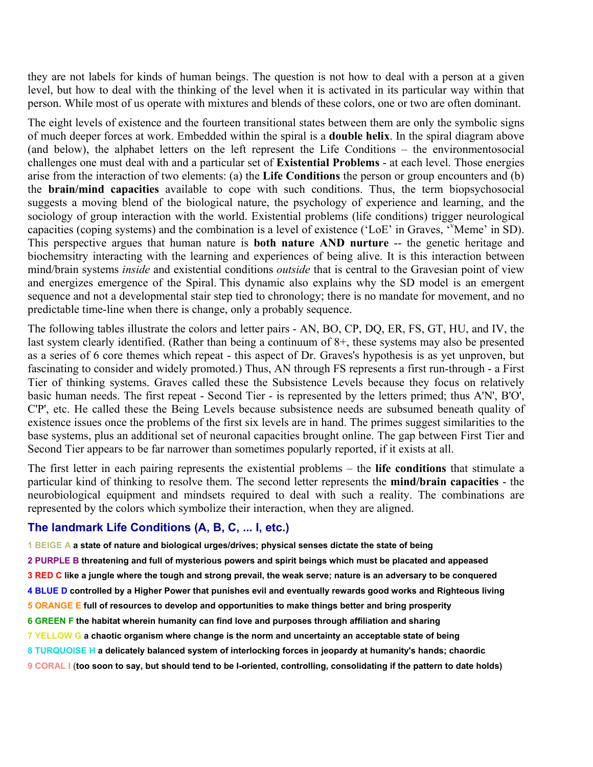they are not labels for kinds of human beings. The question is not how to deal with a person at a given level, but how to deal with the thinking of the level when it is activated in its particular way within that person. While most of us operate with mixtures and blends of these colors, one or two are often dominant.

The eight levels of existence and the fourteen transitional states between them are only the symbolic signs of much deeper forces at work. Embedded within the spiral is a **double helix**. In the spiral diagram above (and below), the alphabet letters on the left represent the Life Conditions – the environmentosocial challenges one must deal with and a particular set of **Existential Problems** - at each level. Those energies arise from the interaction of two elements: (a) the **Life Conditions** the person or group encounters and (b) the **brain/mind capacities** available to cope with such conditions. Thus, the term biopsychosocial suggests a moving blend of the biological nature, the psychology of experience and learning, and the sociology of group interaction with the world. Existential problems (life conditions) trigger neurological capacities (coping systems) and the combination is a level of existence ('LoE' in Graves, 'ᵛMeme' in SD). This perspective argues that human nature is **both nature AND nurture** -- the genetic heritage and biochemsitry interacting with the learning and experiences of being alive. It is this interaction between mind/brain systems *inside* and existential conditions *outside* that is central to the Gravesian point of view and energizes emergence of the Spiral. This dynamic also explains why the SD model is an emergent sequence and not a developmental stair step tied to chronology; there is no mandate for movement, and no predictable time-line when there is change, only a probably sequence.

The following tables illustrate the colors and letter pairs - AN, BO, CP, DQ, ER, FS, GT, HU, and IV, the last system clearly identified. (Rather than being a continuum of 8+, these systems may also be presented as a series of 6 core themes which repeat - this aspect of Dr. Graves's hypothesis is as yet unproven, but fascinating to consider and widely promoted.) Thus, AN through FS represents a first run-through - a First Tier of thinking systems. Graves called these the Subsistence Levels because they focus on relatively basic human needs. The first repeat - Second Tier - is represented by the letters primed; thus A'N', B'O', C'P', etc. He called these the Being Levels because subsistence needs are subsumed beneath quality of existence issues once the problems of the first six levels are in hand. The primes suggest similarities to the base systems, plus an additional set of neuronal capacities brought online. The gap between First Tier and Second Tier appears to be far narrower than sometimes popularly reported, if it exists at all.

The first letter in each pairing represents the existential problems – the **life conditions** that stimulate a particular kind of thinking to resolve them. The second letter represents the **mind/brain capacities** - the neurobiological equipment and mindsets required to deal with such a reality. The combinations are represented by the colors which symbolize their interaction, when they are aligned.

### The landmark Life Conditions (A, B, C, ... I, etc.)

**1 BEIGE A a state of nature and biological urges/drives; physical senses dictate the state of being**

**2 PURPLE B threatening and full of mysterious powers and spirit beings which must be placated and appeased**

**3 RED C like a jungle where the tough and strong prevail, the weak serve; nature is an adversary to be conquered**

**4 BLUE D controlled by a Higher Power that punishes evil and eventually rewards good works and Righteous living**

**5 ORANGE E full of resources to develop and opportunities to make things better and bring prosperity**

**6 GREEN F the habitat wherein humanity can find love and purposes through affiliation and sharing**

**7 YELLOW G a chaotic organism where change is the norm and uncertainty an acceptable state of being**

**8 TURQUOISE H a delicately balanced system of interlocking forces in jeopardy at humanity's hands; chaordic**

**9 CORAL I (too soon to say, but should tend to be I-oriented, controlling, consolidating if the pattern to date holds)**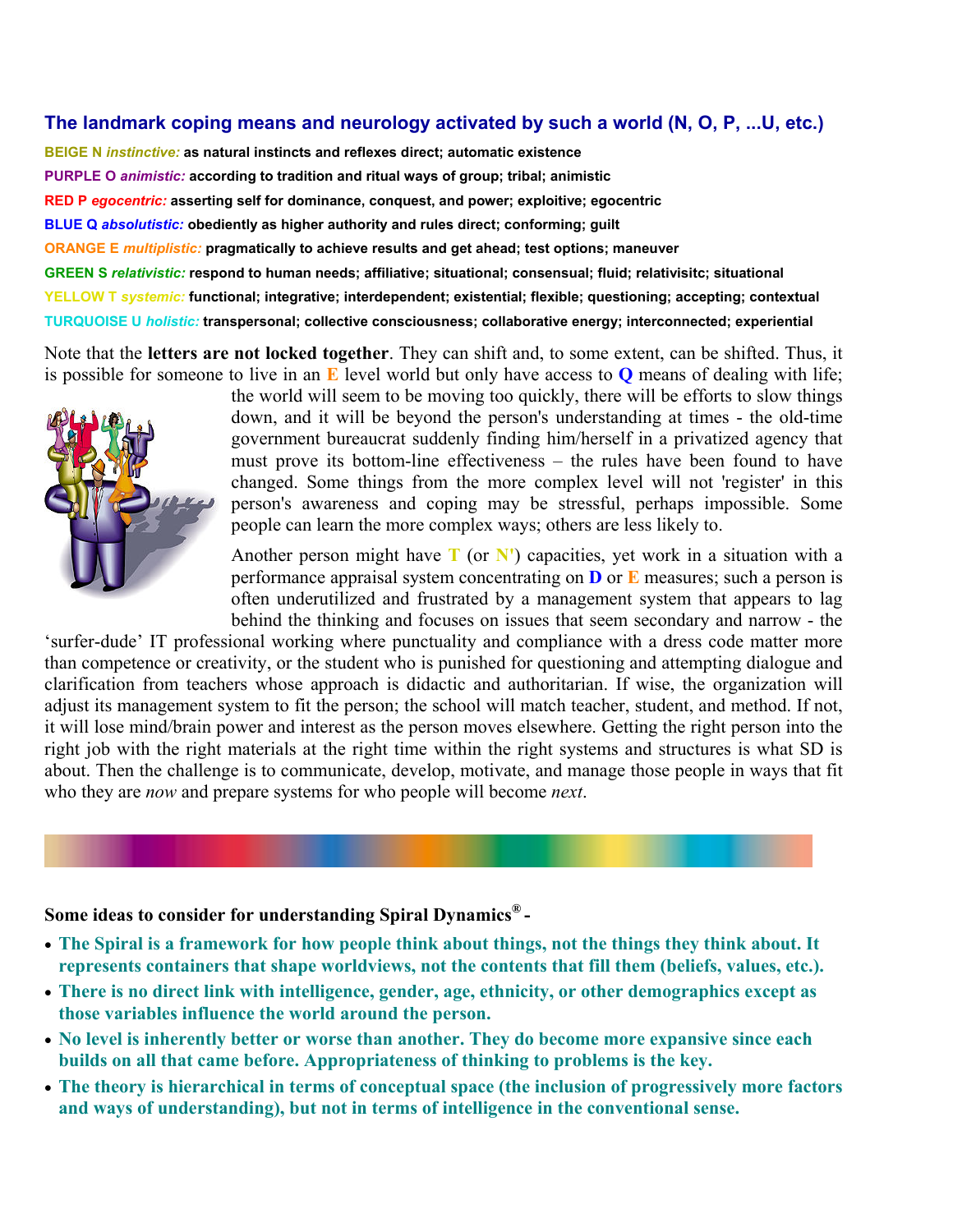## The landmark coping means and neurology activated by such a world (N, O, P, ...U, etc.)

**BEIGE N *instinctive:* as natural instincts and reflexes direct; automatic existence**

**PURPLE O *animistic:* according to tradition and ritual ways of group; tribal; animistic**

**RED P *egocentric:* asserting self for dominance, conquest, and power; exploitive; egocentric**

**BLUE Q *absolutistic:* obediently as higher authority and rules direct; conforming; guilt**

**ORANGE E *multiplistic:* pragmatically to achieve results and get ahead; test options; maneuver**

**GREEN S *relativistic:* respond to human needs; affiliative; situational; consensual; fluid; relativisitc; situational**

**YELLOW T *systemic:* functional; integrative; interdependent; existential; flexible; questioning; accepting; contextual**

**TURQUOISE U *holistic:* transpersonal; collective consciousness; collaborative energy; interconnected; experiential**

Note that the **letters are not locked together**. They can shift and, to some extent, can be shifted. Thus, it is possible for someone to live in an **E** level world but only have access to **Q** means of dealing with life; the world will seem to be moving too quickly, there will be efforts to slow things down, and it will be beyond the person's understanding at times - the old-time government bureaucrat suddenly finding him/herself in a privatized agency that must prove its bottom-line effectiveness – the rules have been found to have changed. Some things from the more complex level will not 'register' in this person's awareness and coping may be stressful, perhaps impossible. Some people can learn the more complex ways; others are less likely to.

Another person might have **T** (or **N'**) capacities, yet work in a situation with a performance appraisal system concentrating on **D** or **E** measures; such a person is often underutilized and frustrated by a management system that appears to lag behind the thinking and focuses on issues that seem secondary and narrow - the 'surfer-dude' IT professional working where punctuality and compliance with a dress code matter more than competence or creativity, or the student who is punished for questioning and attempting dialogue and clarification from teachers whose approach is didactic and authoritarian. If wise, the organization will adjust its management system to fit the person; the school will match teacher, student, and method. If not, it will lose mind/brain power and interest as the person moves elsewhere. Getting the right person into the right job with the right materials at the right time within the right systems and structures is what SD is about. Then the challenge is to communicate, develop, motivate, and manage those people in ways that fit who they are *now* and prepare systems for who people will become *next*.

**Some ideas to consider for understanding Spiral Dynamics® -**

- **The Spiral is a framework for how people think about things, not the things they think about. It represents containers that shape worldviews, not the contents that fill them (beliefs, values, etc.).**
- **There is no direct link with intelligence, gender, age, ethnicity, or other demographics except as those variables influence the world around the person.**
- **No level is inherently better or worse than another. They do become more expansive since each builds on all that came before. Appropriateness of thinking to problems is the key.**
- **The theory is hierarchical in terms of conceptual space (the inclusion of progressively more factors and ways of understanding), but not in terms of intelligence in the conventional sense.**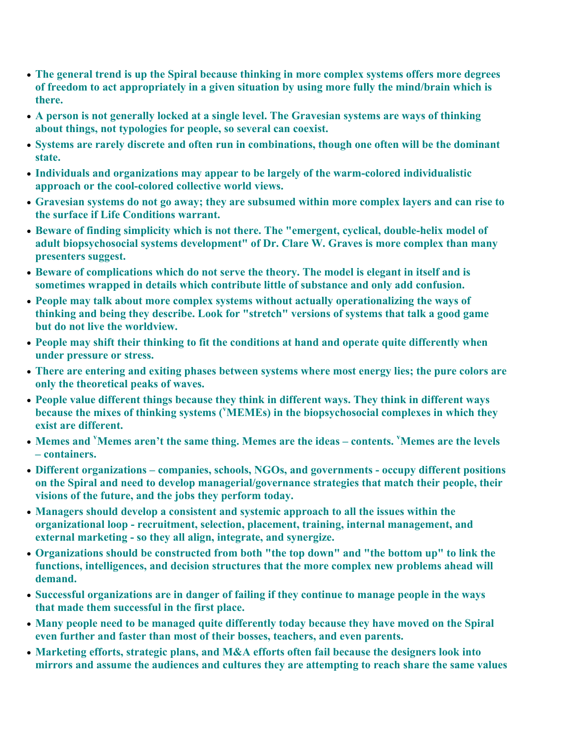- **The general trend is up the Spiral because thinking in more complex systems offers more degrees of freedom to act appropriately in a given situation by using more fully the mind/brain which is there.**
- **A person is not generally locked at a single level. The Gravesian systems are ways of thinking about things, not typologies for people, so several can coexist.**
- **Systems are rarely discrete and often run in combinations, though one often will be the dominant state.**
- **Individuals and organizations may appear to be largely of the warm-colored individualistic approach or the cool-colored collective world views.**
- **Gravesian systems do not go away; they are subsumed within more complex layers and can rise to the surface if Life Conditions warrant.**
- **Beware of finding simplicity which is not there. The "emergent, cyclical, double-helix model of adult biopsychosocial systems development" of Dr. Clare W. Graves is more complex than many presenters suggest.**
- **Beware of complications which do not serve the theory. The model is elegant in itself and is sometimes wrapped in details which contribute little of substance and only add confusion.**
- **People may talk about more complex systems without actually operationalizing the ways of thinking and being they describe. Look for "stretch" versions of systems that talk a good game but do not live the worldview.**
- **People may shift their thinking to fit the conditions at hand and operate quite differently when under pressure or stress.**
- **There are entering and exiting phases between systems where most energy lies; the pure colors are only the theoretical peaks of waves.**
- **People value different things because they think in different ways. They think in different ways because the mixes of thinking systems (ᵛMEMEs) in the biopsychosocial complexes in which they exist are different.**
- **Memes and ᵛMemes aren't the same thing. Memes are the ideas – contents. ᵛMemes are the levels – containers.**
- **Different organizations – companies, schools, NGOs, and governments - occupy different positions on the Spiral and need to develop managerial/governance strategies that match their people, their visions of the future, and the jobs they perform today.**
- **Managers should develop a consistent and systemic approach to all the issues within the organizational loop - recruitment, selection, placement, training, internal management, and external marketing - so they all align, integrate, and synergize.**
- **Organizations should be constructed from both "the top down" and "the bottom up" to link the functions, intelligences, and decision structures that the more complex new problems ahead will demand.**
- **Successful organizations are in danger of failing if they continue to manage people in the ways that made them successful in the first place.**
- **Many people need to be managed quite differently today because they have moved on the Spiral even further and faster than most of their bosses, teachers, and even parents.**
- **Marketing efforts, strategic plans, and M&A efforts often fail because the designers look into mirrors and assume the audiences and cultures they are attempting to reach share the same values**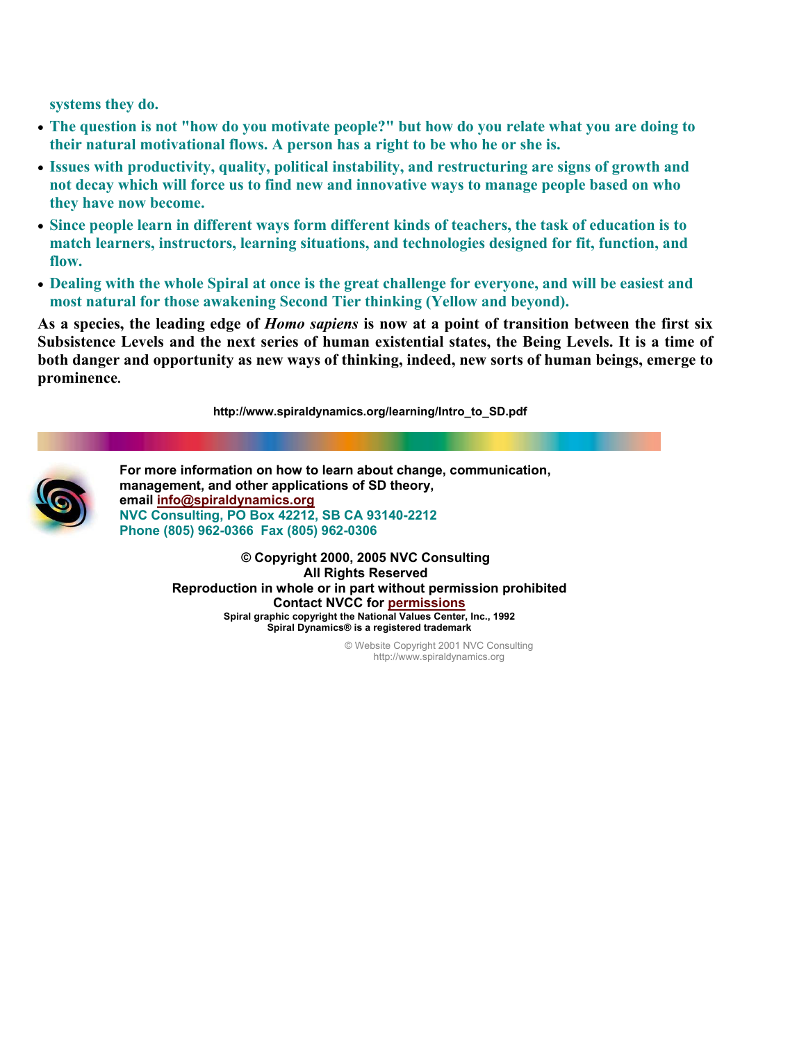**systems they do.**

- **The question is not "how do you motivate people?" but how do you relate what you are doing to their natural motivational flows. A person has a right to be who he or she is.**
- **Issues with productivity, quality, political instability, and restructuring are signs of growth and not decay which will force us to find new and innovative ways to manage people based on who they have now become.**
- **Since people learn in different ways form different kinds of teachers, the task of education is to match learners, instructors, learning situations, and technologies designed for fit, function, and flow.**
- **Dealing with the whole Spiral at once is the great challenge for everyone, and will be easiest and most natural for those awakening Second Tier thinking (Yellow and beyond).**

**As a species, the leading edge of *Homo sapiens* is now at a point of transition between the first six Subsistence Levels and the next series of human existential states, the Being Levels. It is a time of both danger and opportunity as new ways of thinking, indeed, new sorts of human beings, emerge to prominence.**

**http://www.spiraldynamics.org/learning/Intro_to_SD.pdf**

**For more information on how to learn about change, communication, management, and other applications of SD theory,**
**email [info@spiraldynamics.org](mailto:info@spiraldynamics.org)**
**NVC Consulting, PO Box 42212, SB CA 93140-2212**
**Phone (805) 962-0366 Fax (805) 962-0306**

**© Copyright 2000, 2005 NVC Consulting**
**All Rights Reserved**
**Reproduction in whole or in part without permission prohibited**
**Contact NVCC for permissions**
**Spiral graphic copyright the National Values Center, Inc., 1992**
**Spiral Dynamics® is a registered trademark**

© Website Copyright 2001 NVC Consulting
http://www.spiraldynamics.org